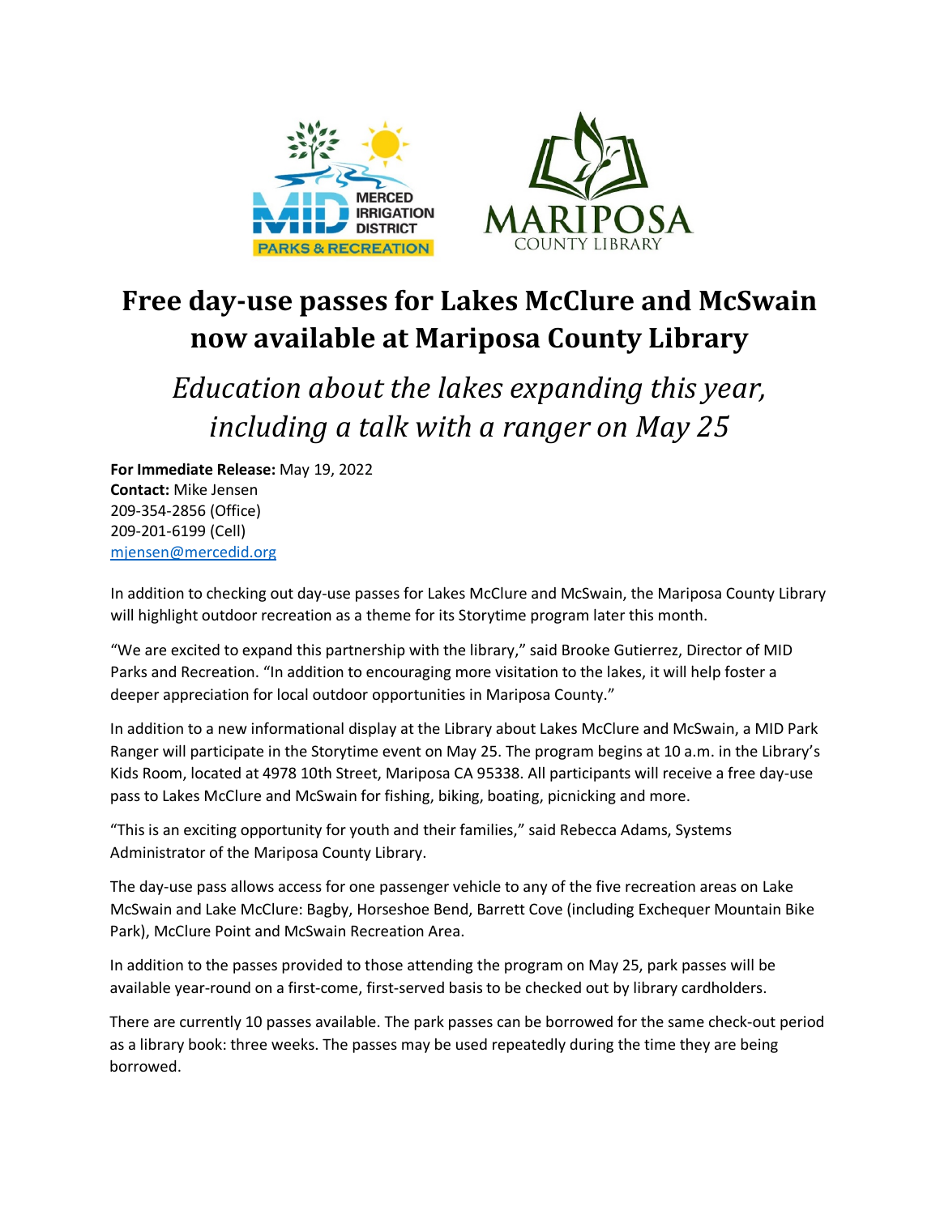# Free day-use passes for Lakes McClure and McSwain now available at Mariposa County Library

## *Education about the lakes expanding this year, including a talk with a ranger on May 25*

**For Immediate Release:** May 19, 2022
**Contact:** Mike Jensen
209-354-2856 (Office)
209-201-6199 (Cell)
mjensen@mercedid.org

In addition to checking out day-use passes for Lakes McClure and McSwain, the Mariposa County Library will highlight outdoor recreation as a theme for its Storytime program later this month.

"We are excited to expand this partnership with the library," said Brooke Gutierrez, Director of MID Parks and Recreation. "In addition to encouraging more visitation to the lakes, it will help foster a deeper appreciation for local outdoor opportunities in Mariposa County."

In addition to a new informational display at the Library about Lakes McClure and McSwain, a MID Park Ranger will participate in the Storytime event on May 25. The program begins at 10 a.m. in the Library's Kids Room, located at 4978 10th Street, Mariposa CA 95338. All participants will receive a free day-use pass to Lakes McClure and McSwain for fishing, biking, boating, picnicking and more.

"This is an exciting opportunity for youth and their families," said Rebecca Adams, Systems Administrator of the Mariposa County Library.

The day-use pass allows access for one passenger vehicle to any of the five recreation areas on Lake McSwain and Lake McClure: Bagby, Horseshoe Bend, Barrett Cove (including Exchequer Mountain Bike Park), McClure Point and McSwain Recreation Area.

In addition to the passes provided to those attending the program on May 25, park passes will be available year-round on a first-come, first-served basis to be checked out by library cardholders.

There are currently 10 passes available. The park passes can be borrowed for the same check-out period as a library book: three weeks. The passes may be used repeatedly during the time they are being borrowed.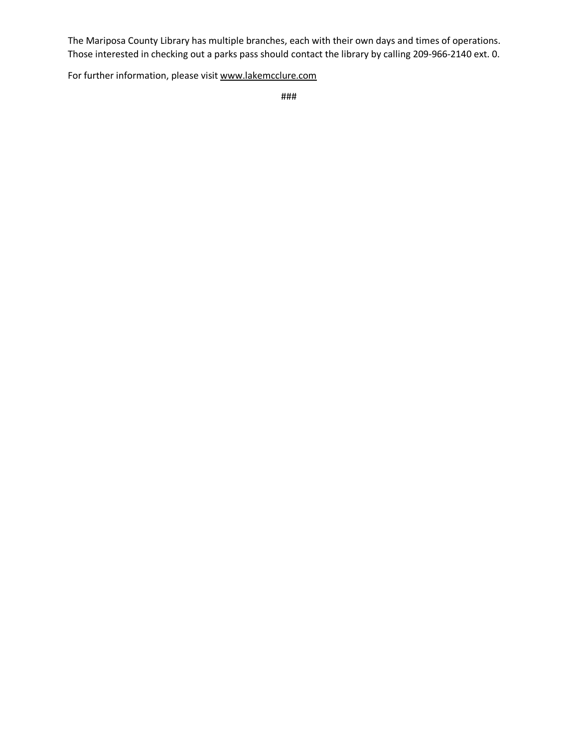The Mariposa County Library has multiple branches, each with their own days and times of operations. Those interested in checking out a parks pass should contact the library by calling 209-966-2140 ext. 0.

For further information, please visit www.lakemcclure.com

###